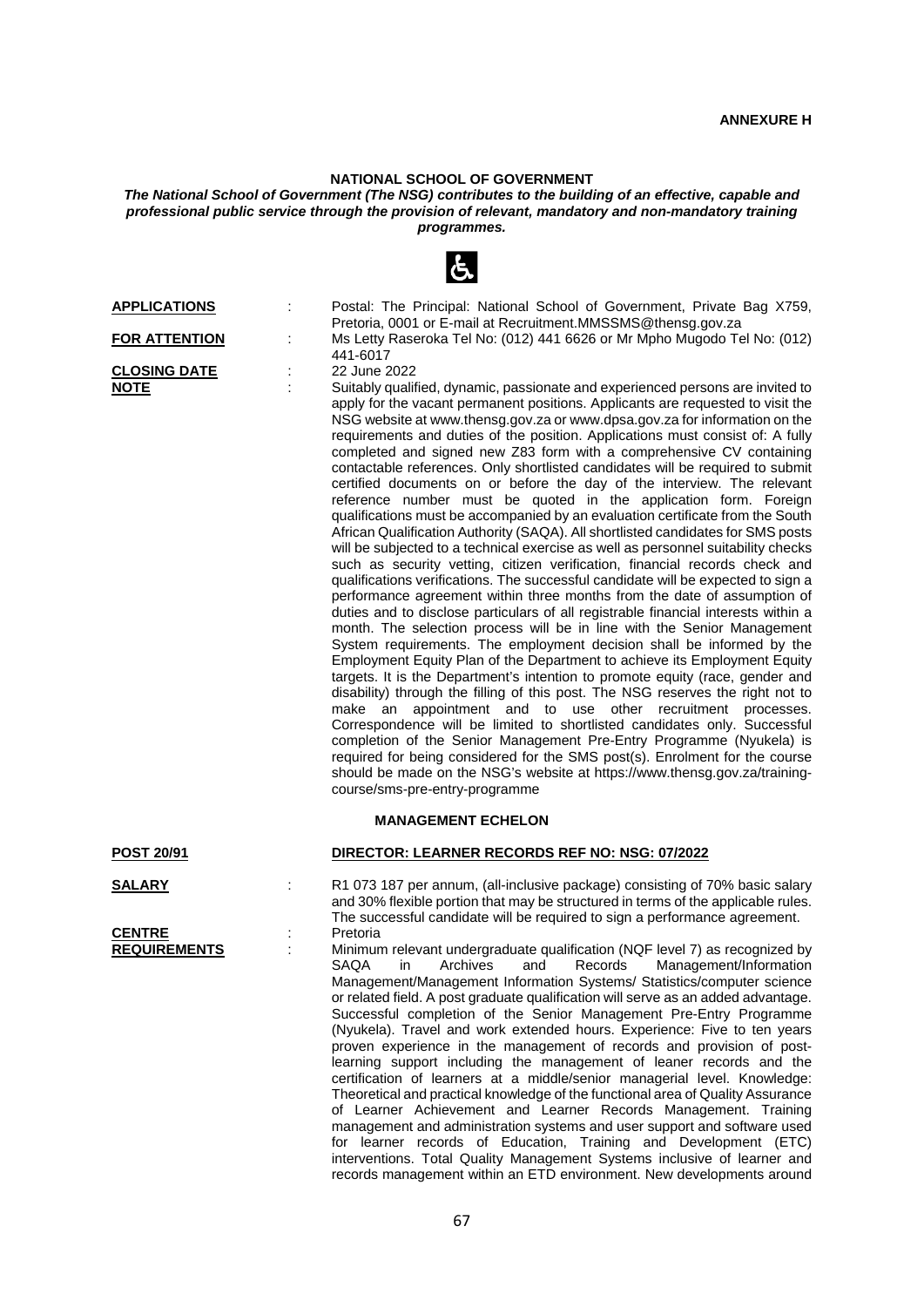**ANNEXURE H**

## NATIONAL SCHOOL OF GOVERNMENT

***The National School of Government (The NSG) contributes to the building of an effective, capable and professional public service through the provision of relevant, mandatory and non-mandatory training programmes.***

**APPLICATIONS** : Postal: The Principal: National School of Government, Private Bag X759, Pretoria, 0001 or E-mail at Recruitment.MMSSMS@thensg.gov.za

**FOR ATTENTION** : Ms Letty Raseroka Tel No: (012) 441 6626 or Mr Mpho Mugodo Tel No: (012) 441-6017

**CLOSING DATE** : 22 June 2022

**NOTE** : Suitably qualified, dynamic, passionate and experienced persons are invited to apply for the vacant permanent positions. Applicants are requested to visit the NSG website at www.thensg.gov.za or www.dpsa.gov.za for information on the requirements and duties of the position. Applications must consist of: A fully completed and signed new Z83 form with a comprehensive CV containing contactable references. Only shortlisted candidates will be required to submit certified documents on or before the day of the interview. The relevant reference number must be quoted in the application form. Foreign qualifications must be accompanied by an evaluation certificate from the South African Qualification Authority (SAQA). All shortlisted candidates for SMS posts will be subjected to a technical exercise as well as personnel suitability checks such as security vetting, citizen verification, financial records check and qualifications verifications. The successful candidate will be expected to sign a performance agreement within three months from the date of assumption of duties and to disclose particulars of all registrable financial interests within a month. The selection process will be in line with the Senior Management System requirements. The employment decision shall be informed by the Employment Equity Plan of the Department to achieve its Employment Equity targets. It is the Department's intention to promote equity (race, gender and disability) through the filling of this post. The NSG reserves the right not to make an appointment and to use other recruitment processes. Correspondence will be limited to shortlisted candidates only. Successful completion of the Senior Management Pre-Entry Programme (Nyukela) is required for being considered for the SMS post(s). Enrolment for the course should be made on the NSG's website at https://www.thensg.gov.za/training-course/sms-pre-entry-programme

### MANAGEMENT ECHELON

**POST 20/91** **DIRECTOR: LEARNER RECORDS REF NO: NSG: 07/2022**

**SALARY** : R1 073 187 per annum, (all-inclusive package) consisting of 70% basic salary and 30% flexible portion that may be structured in terms of the applicable rules. The successful candidate will be required to sign a performance agreement.

**CENTRE** : Pretoria

**REQUIREMENTS** : Minimum relevant undergraduate qualification (NQF level 7) as recognized by SAQA in Archives and Records Management/Information Management/Management Information Systems/ Statistics/computer science or related field. A post graduate qualification will serve as an added advantage. Successful completion of the Senior Management Pre-Entry Programme (Nyukela). Travel and work extended hours. Experience: Five to ten years proven experience in the management of records and provision of post-learning support including the management of leaner records and the certification of learners at a middle/senior managerial level. Knowledge: Theoretical and practical knowledge of the functional area of Quality Assurance of Learner Achievement and Learner Records Management. Training management and administration systems and user support and software used for learner records of Education, Training and Development (ETC) interventions. Total Quality Management Systems inclusive of learner and records management within an ETD environment. New developments around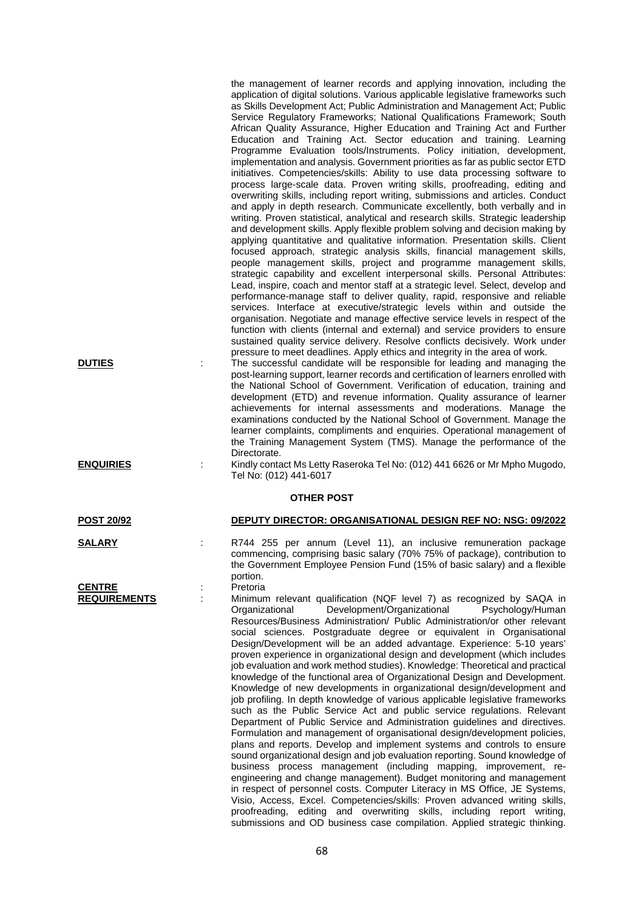the management of learner records and applying innovation, including the application of digital solutions. Various applicable legislative frameworks such as Skills Development Act; Public Administration and Management Act; Public Service Regulatory Frameworks; National Qualifications Framework; South African Quality Assurance, Higher Education and Training Act and Further Education and Training Act. Sector education and training. Learning Programme Evaluation tools/Instruments. Policy initiation, development, implementation and analysis. Government priorities as far as public sector ETD initiatives. Competencies/skills: Ability to use data processing software to process large-scale data. Proven writing skills, proofreading, editing and overwriting skills, including report writing, submissions and articles. Conduct and apply in depth research. Communicate excellently, both verbally and in writing. Proven statistical, analytical and research skills. Strategic leadership and development skills. Apply flexible problem solving and decision making by applying quantitative and qualitative information. Presentation skills. Client focused approach, strategic analysis skills, financial management skills, people management skills, project and programme management skills, strategic capability and excellent interpersonal skills. Personal Attributes: Lead, inspire, coach and mentor staff at a strategic level. Select, develop and performance-manage staff to deliver quality, rapid, responsive and reliable services. Interface at executive/strategic levels within and outside the organisation. Negotiate and manage effective service levels in respect of the function with clients (internal and external) and service providers to ensure sustained quality service delivery. Resolve conflicts decisively. Work under pressure to meet deadlines. Apply ethics and integrity in the area of work.

**DUTIES** : The successful candidate will be responsible for leading and managing the post-learning support, learner records and certification of learners enrolled with the National School of Government. Verification of education, training and development (ETD) and revenue information. Quality assurance of learner achievements for internal assessments and moderations. Manage the examinations conducted by the National School of Government. Manage the learner complaints, compliments and enquiries. Operational management of the Training Management System (TMS). Manage the performance of the Directorate.

**ENQUIRIES** : Kindly contact Ms Letty Raseroka Tel No: (012) 441 6626 or Mr Mpho Mugodo, Tel No: (012) 441-6017

## OTHER POST

**POST 20/92** **DEPUTY DIRECTOR: ORGANISATIONAL DESIGN REF NO: NSG: 09/2022**

**SALARY** : R744 255 per annum (Level 11), an inclusive remuneration package commencing, comprising basic salary (70% 75% of package), contribution to the Government Employee Pension Fund (15% of basic salary) and a flexible portion.

**CENTRE** : Pretoria

**REQUIREMENTS** : Minimum relevant qualification (NQF level 7) as recognized by SAQA in Organizational Development/Organizational Psychology/Human Resources/Business Administration/ Public Administration/or other relevant social sciences. Postgraduate degree or equivalent in Organisational Design/Development will be an added advantage. Experience: 5-10 years' proven experience in organizational design and development (which includes job evaluation and work method studies). Knowledge: Theoretical and practical knowledge of the functional area of Organizational Design and Development. Knowledge of new developments in organizational design/development and job profiling. In depth knowledge of various applicable legislative frameworks such as the Public Service Act and public service regulations. Relevant Department of Public Service and Administration guidelines and directives. Formulation and management of organisational design/development policies, plans and reports. Develop and implement systems and controls to ensure sound organizational design and job evaluation reporting. Sound knowledge of business process management (including mapping, improvement, re-engineering and change management). Budget monitoring and management in respect of personnel costs. Computer Literacy in MS Office, JE Systems, Visio, Access, Excel. Competencies/skills: Proven advanced writing skills, proofreading, editing and overwriting skills, including report writing, submissions and OD business case compilation. Applied strategic thinking.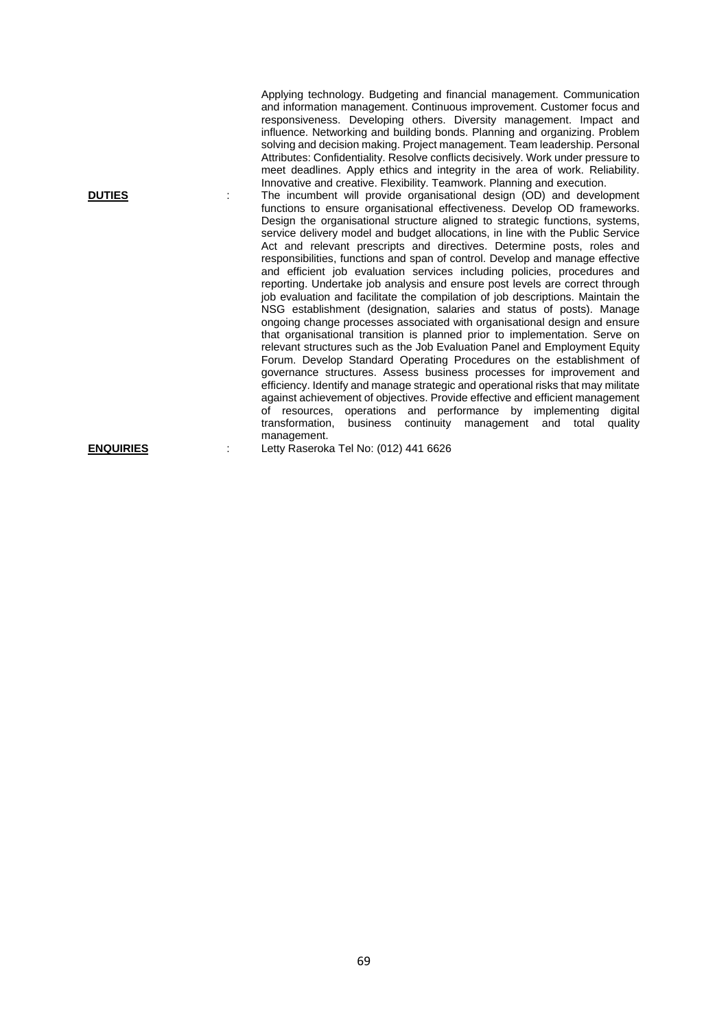Applying technology. Budgeting and financial management. Communication and information management. Continuous improvement. Customer focus and responsiveness. Developing others. Diversity management. Impact and influence. Networking and building bonds. Planning and organizing. Problem solving and decision making. Project management. Team leadership. Personal Attributes: Confidentiality. Resolve conflicts decisively. Work under pressure to meet deadlines. Apply ethics and integrity in the area of work. Reliability. Innovative and creative. Flexibility. Teamwork. Planning and execution.

**DUTIES** : The incumbent will provide organisational design (OD) and development functions to ensure organisational effectiveness. Develop OD frameworks. Design the organisational structure aligned to strategic functions, systems, service delivery model and budget allocations, in line with the Public Service Act and relevant prescripts and directives. Determine posts, roles and responsibilities, functions and span of control. Develop and manage effective and efficient job evaluation services including policies, procedures and reporting. Undertake job analysis and ensure post levels are correct through job evaluation and facilitate the compilation of job descriptions. Maintain the NSG establishment (designation, salaries and status of posts). Manage ongoing change processes associated with organisational design and ensure that organisational transition is planned prior to implementation. Serve on relevant structures such as the Job Evaluation Panel and Employment Equity Forum. Develop Standard Operating Procedures on the establishment of governance structures. Assess business processes for improvement and efficiency. Identify and manage strategic and operational risks that may militate against achievement of objectives. Provide effective and efficient management of resources, operations and performance by implementing digital transformation, business continuity management and total quality management.

**ENQUIRIES** : Letty Raseroka Tel No: (012) 441 6626